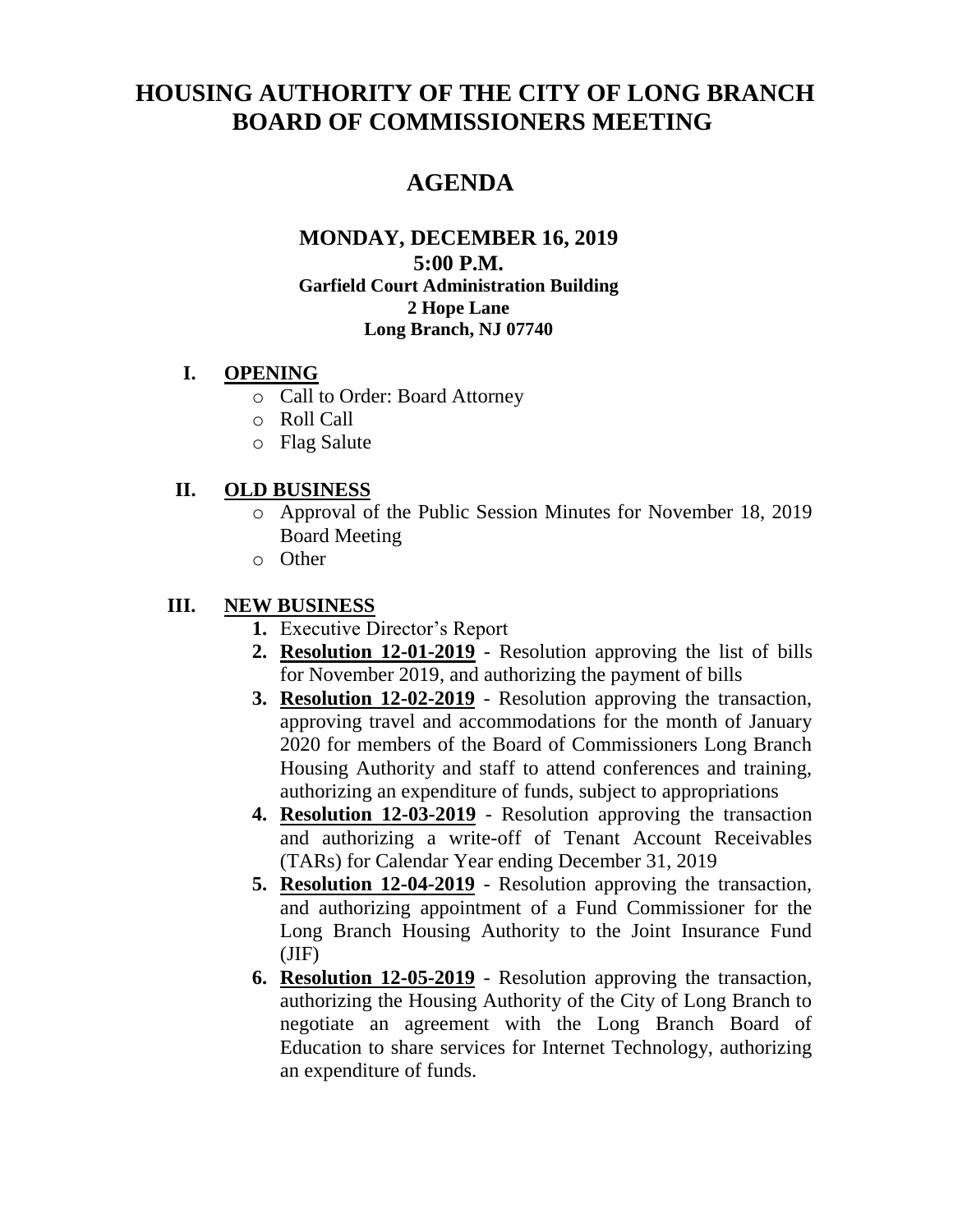# HOUSING AUTHORITY OF THE CITY OF LONG BRANCH BOARD OF COMMISSIONERS MEETING

## AGENDA

### MONDAY, DECEMBER 16, 2019
### 5:00 P.M.

**Garfield Court Administration Building**
**2 Hope Lane**
**Long Branch, NJ 07740**

**I. OPENING**

- Call to Order: Board Attorney
- Roll Call
- Flag Salute

**II. OLD BUSINESS**

- Approval of the Public Session Minutes for November 18, 2019 Board Meeting
- Other

**III. NEW BUSINESS**

1. Executive Director's Report
2. **Resolution 12-01-2019** - Resolution approving the list of bills for November 2019, and authorizing the payment of bills
3. **Resolution 12-02-2019** - Resolution approving the transaction, approving travel and accommodations for the month of January 2020 for members of the Board of Commissioners Long Branch Housing Authority and staff to attend conferences and training, authorizing an expenditure of funds, subject to appropriations
4. **Resolution 12-03-2019** - Resolution approving the transaction and authorizing a write-off of Tenant Account Receivables (TARs) for Calendar Year ending December 31, 2019
5. **Resolution 12-04-2019** - Resolution approving the transaction, and authorizing appointment of a Fund Commissioner for the Long Branch Housing Authority to the Joint Insurance Fund (JIF)
6. **Resolution 12-05-2019** - Resolution approving the transaction, authorizing the Housing Authority of the City of Long Branch to negotiate an agreement with the Long Branch Board of Education to share services for Internet Technology, authorizing an expenditure of funds.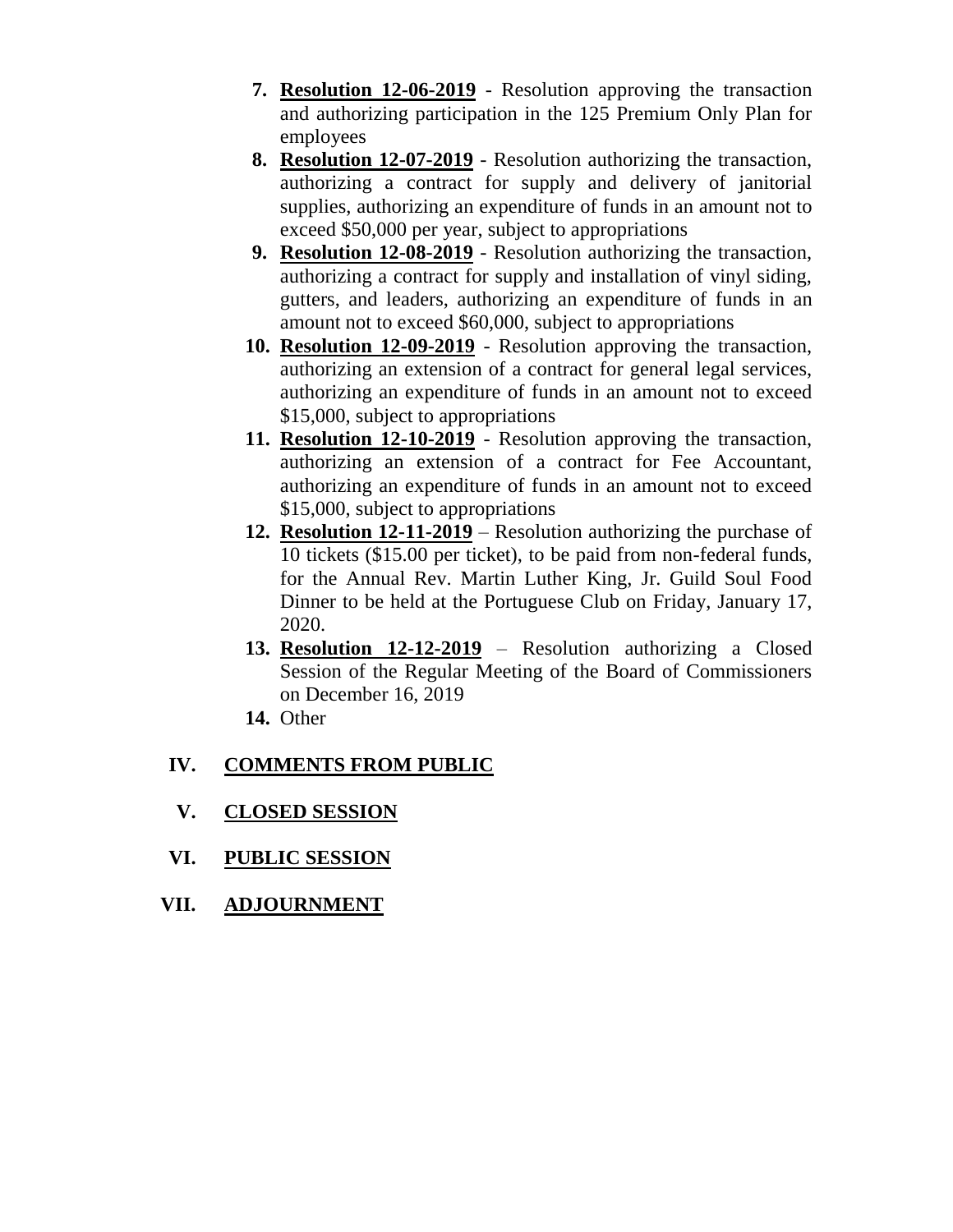7. **Resolution 12-06-2019** - Resolution approving the transaction and authorizing participation in the 125 Premium Only Plan for employees
8. **Resolution 12-07-2019** - Resolution authorizing the transaction, authorizing a contract for supply and delivery of janitorial supplies, authorizing an expenditure of funds in an amount not to exceed $50,000 per year, subject to appropriations
9. **Resolution 12-08-2019** - Resolution authorizing the transaction, authorizing a contract for supply and installation of vinyl siding, gutters, and leaders, authorizing an expenditure of funds in an amount not to exceed $60,000, subject to appropriations
10. **Resolution 12-09-2019** - Resolution approving the transaction, authorizing an extension of a contract for general legal services, authorizing an expenditure of funds in an amount not to exceed $15,000, subject to appropriations
11. **Resolution 12-10-2019** - Resolution approving the transaction, authorizing an extension of a contract for Fee Accountant, authorizing an expenditure of funds in an amount not to exceed $15,000, subject to appropriations
12. **Resolution 12-11-2019** – Resolution authorizing the purchase of 10 tickets ($15.00 per ticket), to be paid from non-federal funds, for the Annual Rev. Martin Luther King, Jr. Guild Soul Food Dinner to be held at the Portuguese Club on Friday, January 17, 2020.
13. **Resolution 12-12-2019** – Resolution authorizing a Closed Session of the Regular Meeting of the Board of Commissioners on December 16, 2019
14. Other

## IV. COMMENTS FROM PUBLIC

## V. CLOSED SESSION

## VI. PUBLIC SESSION

## VII. ADJOURNMENT